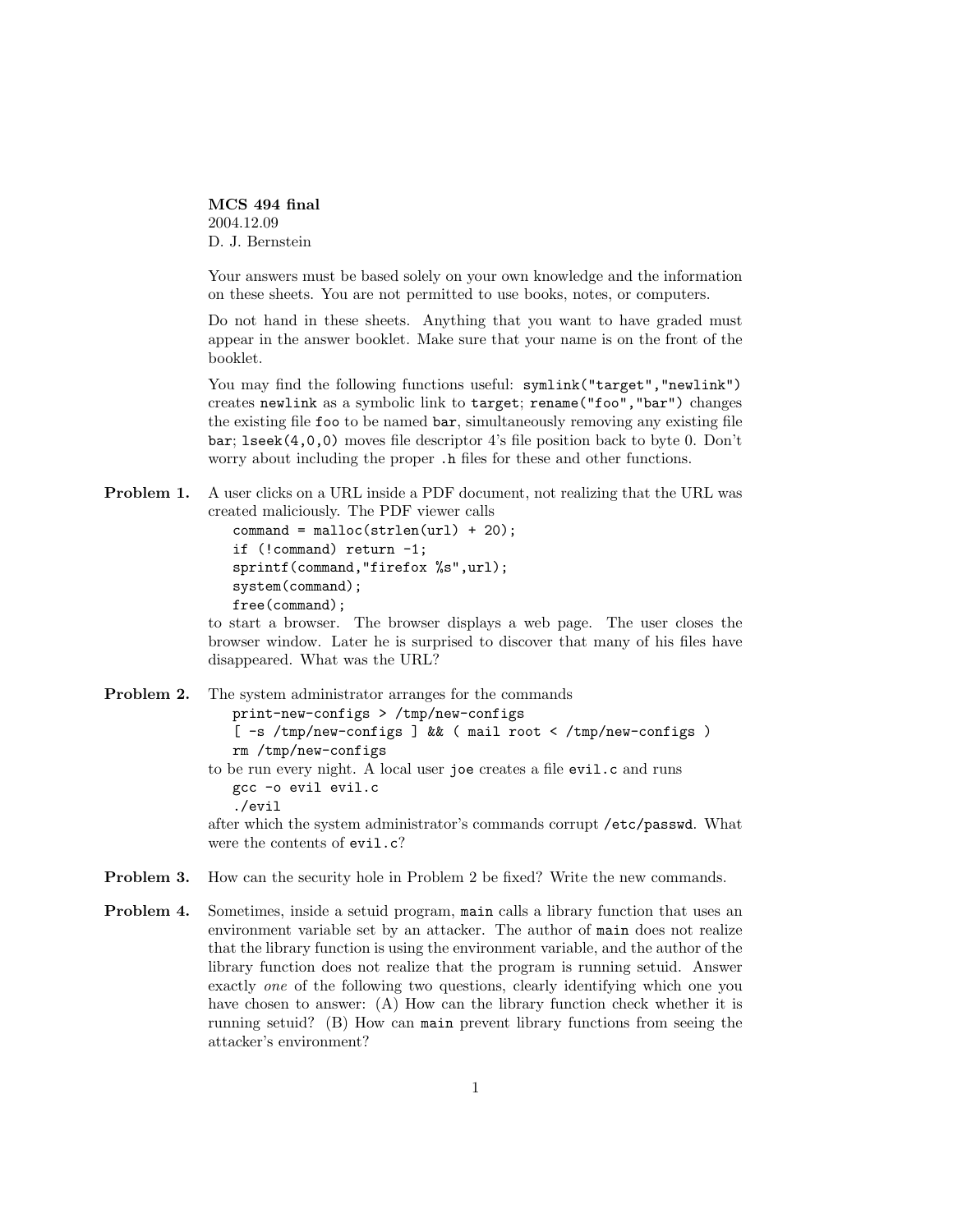**MCS 494 final**
2004.12.09
D. J. Bernstein

Your answers must be based solely on your own knowledge and the information on these sheets. You are not permitted to use books, notes, or computers.

Do not hand in these sheets. Anything that you want to have graded must appear in the answer booklet. Make sure that your name is on the front of the booklet.

You may find the following functions useful: `symlink("target","newlink")` creates `newlink` as a symbolic link to `target`; `rename("foo","bar")` changes the existing file `foo` to be named `bar`, simultaneously removing any existing file `bar`; `lseek(4,0,0)` moves file descriptor 4's file position back to byte 0. Don't worry about including the proper `.h` files for these and other functions.

**Problem 1.** A user clicks on a URL inside a PDF document, not realizing that the URL was created maliciously. The PDF viewer calls

```
command = malloc(strlen(url) + 20);
if (!command) return -1;
sprintf(command,"firefox %s",url);
system(command);
free(command);
```

to start a browser. The browser displays a web page. The user closes the browser window. Later he is surprised to discover that many of his files have disappeared. What was the URL?

**Problem 2.** The system administrator arranges for the commands

```
print-new-configs > /tmp/new-configs
[ -s /tmp/new-configs ] && ( mail root < /tmp/new-configs )
rm /tmp/new-configs
```

to be run every night. A local user `joe` creates a file `evil.c` and runs

```
gcc -o evil evil.c
./evil
```

after which the system administrator's commands corrupt `/etc/passwd`. What were the contents of `evil.c`?

**Problem 3.** How can the security hole in Problem 2 be fixed? Write the new commands.

**Problem 4.** Sometimes, inside a setuid program, `main` calls a library function that uses an environment variable set by an attacker. The author of `main` does not realize that the library function is using the environment variable, and the author of the library function does not realize that the program is running setuid. Answer exactly *one* of the following two questions, clearly identifying which one you have chosen to answer: (A) How can the library function check whether it is running setuid? (B) How can `main` prevent library functions from seeing the attacker's environment?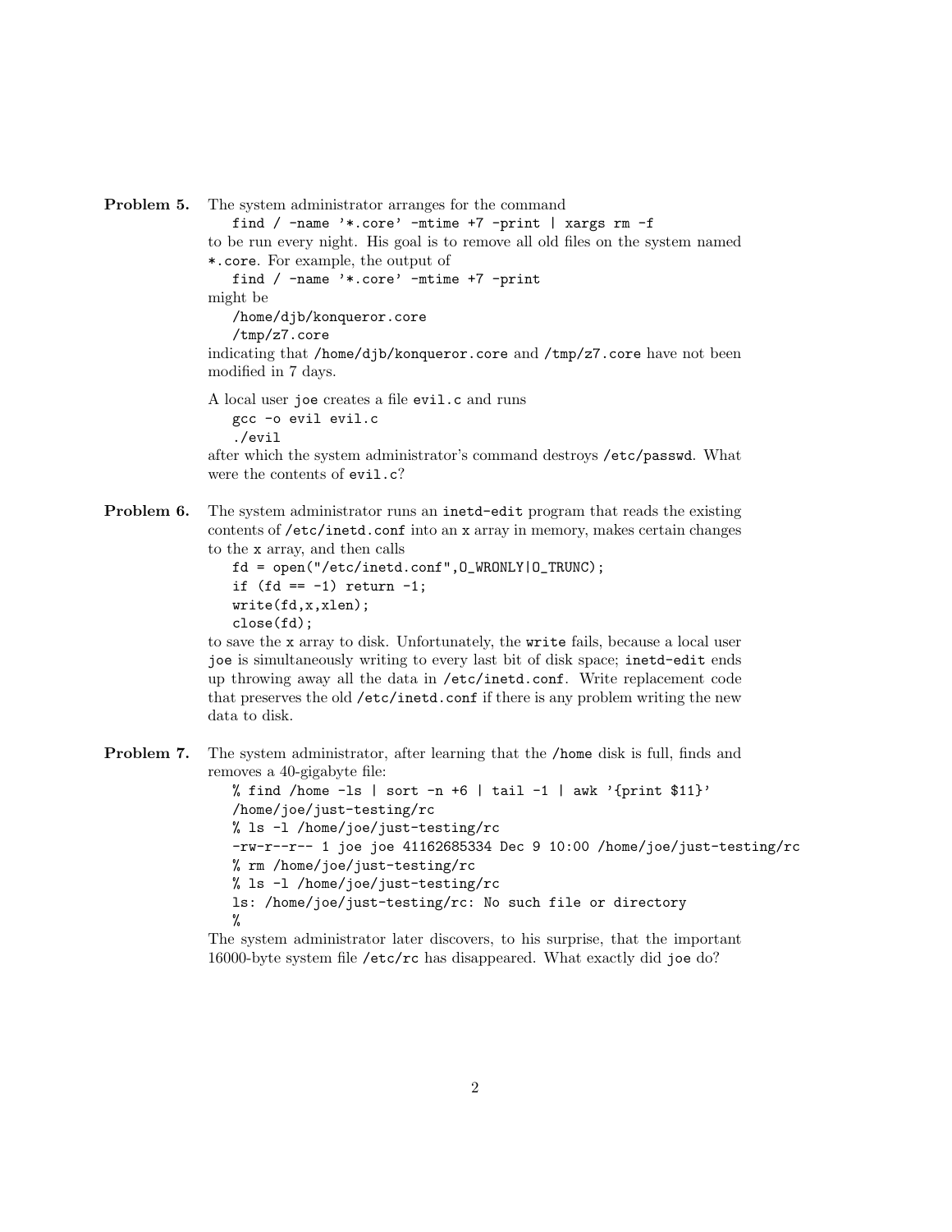**Problem 5.** The system administrator arranges for the command

```
find / -name '*.core' -mtime +7 -print | xargs rm -f
```

to be run every night. His goal is to remove all old files on the system named `*.core`. For example, the output of

```
find / -name '*.core' -mtime +7 -print
```

might be

```
/home/djb/konqueror.core
/tmp/z7.core
```

indicating that `/home/djb/konqueror.core` and `/tmp/z7.core` have not been modified in 7 days.

A local user `joe` creates a file `evil.c` and runs

```
gcc -o evil evil.c
./evil
```

after which the system administrator's command destroys `/etc/passwd`. What were the contents of `evil.c`?

**Problem 6.** The system administrator runs an `inetd-edit` program that reads the existing contents of `/etc/inetd.conf` into an `x` array in memory, makes certain changes to the `x` array, and then calls

```
fd = open("/etc/inetd.conf",O_WRONLY|O_TRUNC);
if (fd == -1) return -1;
write(fd,x,xlen);
close(fd);
```

to save the `x` array to disk. Unfortunately, the `write` fails, because a local user `joe` is simultaneously writing to every last bit of disk space; `inetd-edit` ends up throwing away all the data in `/etc/inetd.conf`. Write replacement code that preserves the old `/etc/inetd.conf` if there is any problem writing the new data to disk.

**Problem 7.** The system administrator, after learning that the `/home` disk is full, finds and removes a 40-gigabyte file:

```
% find /home -ls | sort -n +6 | tail -1 | awk '{print $11}'
/home/joe/just-testing/rc
% ls -l /home/joe/just-testing/rc
-rw-r--r-- 1 joe joe 41162685334 Dec 9 10:00 /home/joe/just-testing/rc
% rm /home/joe/just-testing/rc
% ls -l /home/joe/just-testing/rc
ls: /home/joe/just-testing/rc: No such file or directory
%
```

The system administrator later discovers, to his surprise, that the important 16000-byte system file `/etc/rc` has disappeared. What exactly did `joe` do?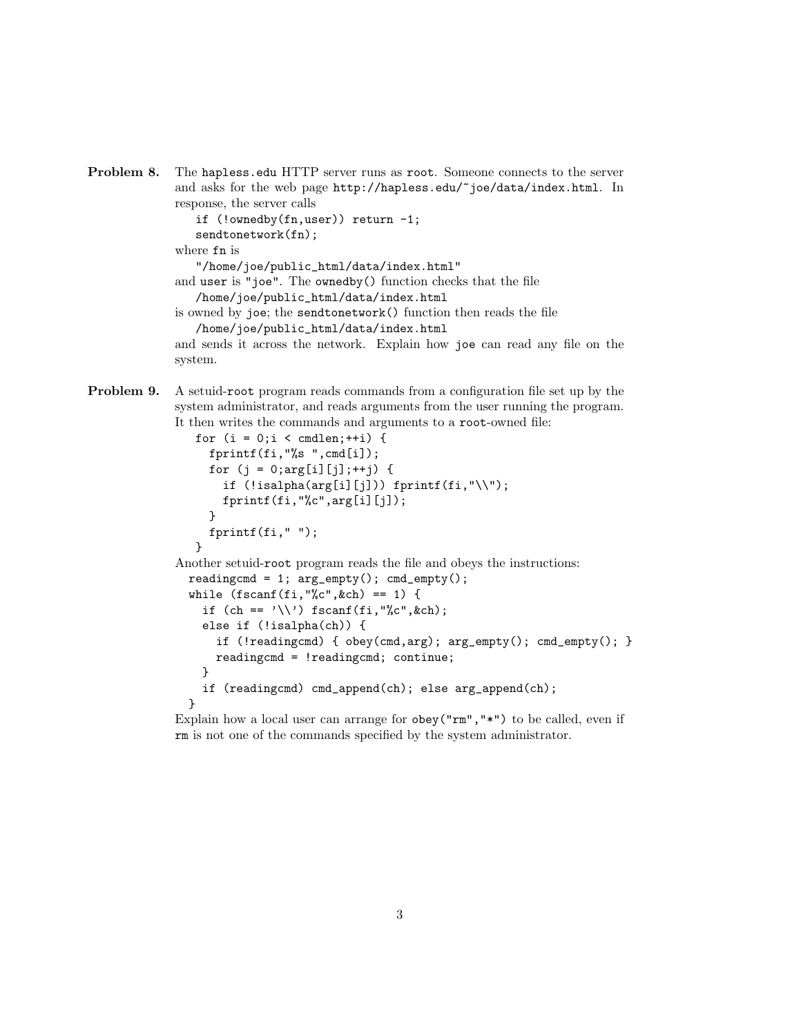**Problem 8.** The `hapless.edu` HTTP server runs as `root`. Someone connects to the server and asks for the web page `http://hapless.edu/~joe/data/index.html`. In response, the server calls

```
if (!ownedby(fn,user)) return -1;
sendtonetwork(fn);
```

where `fn` is

```
"/home/joe/public_html/data/index.html"
```

and `user` is `"joe"`. The `ownedby()` function checks that the file

```
/home/joe/public_html/data/index.html
```

is owned by `joe`; the `sendtonetwork()` function then reads the file

```
/home/joe/public_html/data/index.html
```

and sends it across the network. Explain how `joe` can read any file on the system.

**Problem 9.** A setuid-`root` program reads commands from a configuration file set up by the system administrator, and reads arguments from the user running the program. It then writes the commands and arguments to a `root`-owned file:

```
for (i = 0;i < cmdlen;++i) {
  fprintf(fi,"%s ",cmd[i]);
  for (j = 0;arg[i][j];++j) {
    if (!isalpha(arg[i][j])) fprintf(fi,"\\");
    fprintf(fi,"%c",arg[i][j]);
  }
  fprintf(fi," ");
}
```

Another setuid-`root` program reads the file and obeys the instructions:

```
readingcmd = 1; arg_empty(); cmd_empty();
while (fscanf(fi,"%c",&ch) == 1) {
  if (ch == '\\') fscanf(fi,"%c",&ch);
  else if (!isalpha(ch)) {
    if (!readingcmd) { obey(cmd,arg); arg_empty(); cmd_empty(); }
    readingcmd = !readingcmd; continue;
  }
  if (readingcmd) cmd_append(ch); else arg_append(ch);
}
```

Explain how a local user can arrange for `obey("rm","*")` to be called, even if `rm` is not one of the commands specified by the system administrator.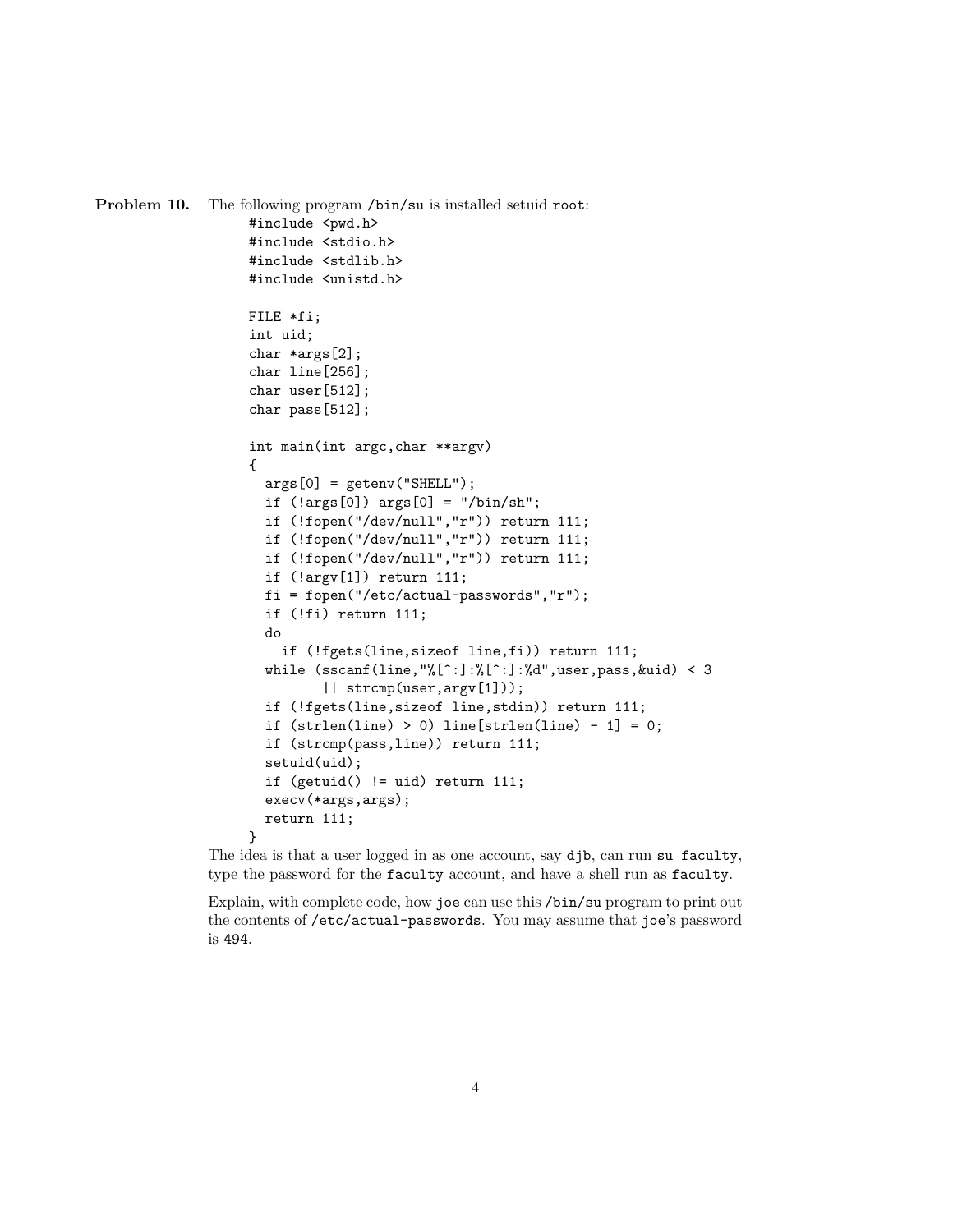**Problem 10.** The following program `/bin/su` is installed setuid `root`:

```
#include <pwd.h>
#include <stdio.h>
#include <stdlib.h>
#include <unistd.h>

FILE *fi;
int uid;
char *args[2];
char line[256];
char user[512];
char pass[512];

int main(int argc,char **argv)
{
  args[0] = getenv("SHELL");
  if (!args[0]) args[0] = "/bin/sh";
  if (!fopen("/dev/null","r")) return 111;
  if (!fopen("/dev/null","r")) return 111;
  if (!fopen("/dev/null","r")) return 111;
  if (!argv[1]) return 111;
  fi = fopen("/etc/actual-passwords","r");
  if (!fi) return 111;
  do
    if (!fgets(line,sizeof line,fi)) return 111;
  while (sscanf(line,"%[^:]:%[^:]:%d",user,pass,&uid) < 3
        || strcmp(user,argv[1]));
  if (!fgets(line,sizeof line,stdin)) return 111;
  if (strlen(line) > 0) line[strlen(line) - 1] = 0;
  if (strcmp(pass,line)) return 111;
  setuid(uid);
  if (getuid() != uid) return 111;
  execv(*args,args);
  return 111;
}
```

The idea is that a user logged in as one account, say `djb`, can run `su faculty`, type the password for the `faculty` account, and have a shell run as `faculty`.

Explain, with complete code, how `joe` can use this `/bin/su` program to print out the contents of `/etc/actual-passwords`. You may assume that `joe`'s password is `494`.